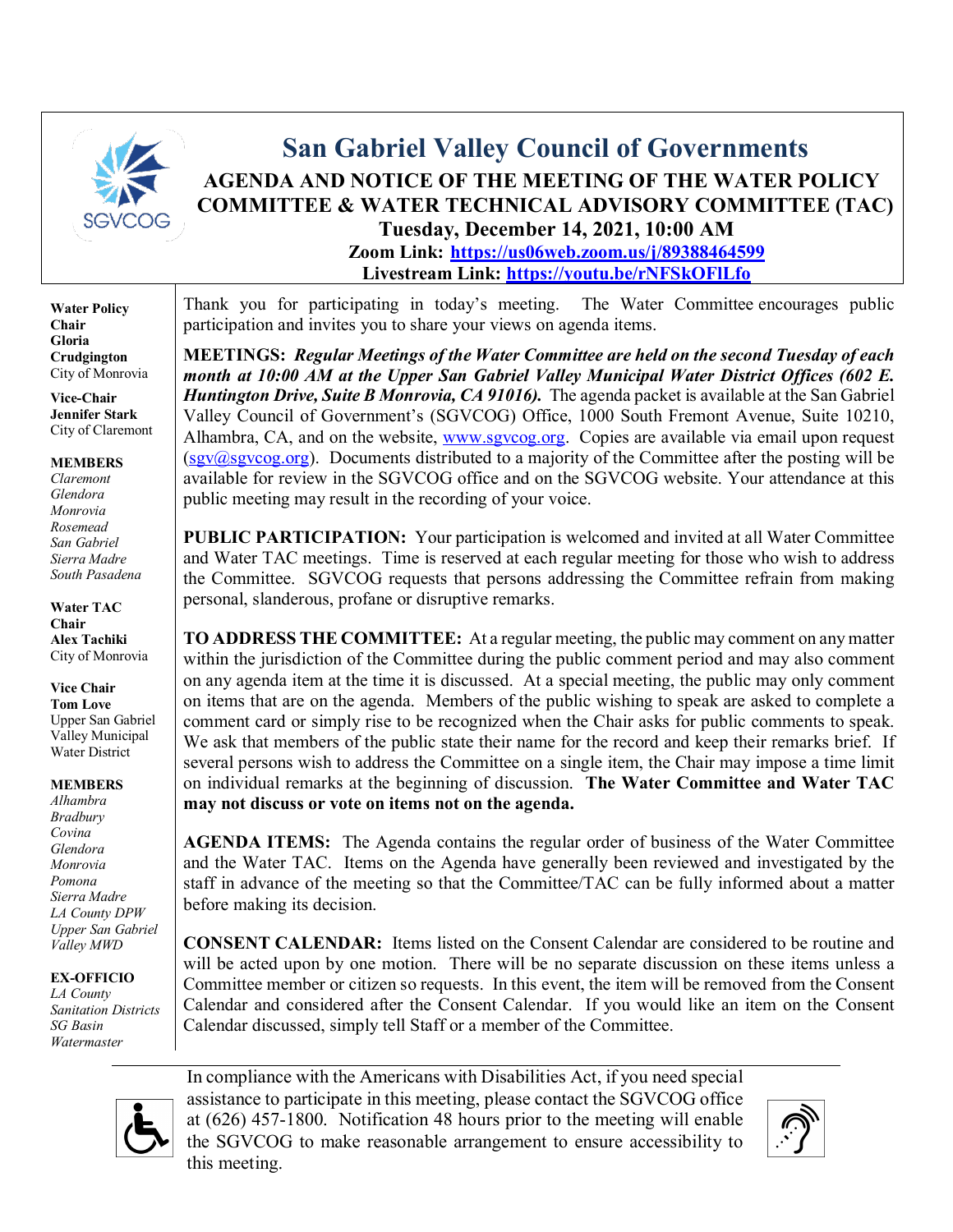# San Gabriel Valley Council of Governments

## AGENDA AND NOTICE OF THE MEETING OF THE WATER POLICY COMMITTEE & WATER TECHNICAL ADVISORY COMMITTEE (TAC)

**Tuesday, December 14, 2021, 10:00 AM**

**Zoom Link: https://us06web.zoom.us/j/89388464599**

**Livestream Link: https://youtu.be/rNFSkOFlLfo**

**Water Policy Chair**
**Gloria Crudgington**
City of Monrovia

**Vice-Chair**
**Jennifer Stark**
City of Claremont

**MEMBERS**
*Claremont*
*Glendora*
*Monrovia*
*Rosemead*
*San Gabriel*
*Sierra Madre*
*South Pasadena*

**Water TAC Chair**
**Alex Tachiki**
City of Monrovia

**Vice Chair**
**Tom Love**
Upper San Gabriel Valley Municipal Water District

**MEMBERS**
*Alhambra*
*Bradbury*
*Covina*
*Glendora*
*Monrovia*
*Pomona*
*Sierra Madre*
*LA County DPW*
*Upper San Gabriel Valley MWD*

**EX-OFFICIO**
*LA County Sanitation Districts*
*SG Basin Watermaster*

Thank you for participating in today's meeting. The Water Committee encourages public participation and invites you to share your views on agenda items.

**MEETINGS:** ***Regular Meetings of the Water Committee are held on the second Tuesday of each month at 10:00 AM at the Upper San Gabriel Valley Municipal Water District Offices (602 E. Huntington Drive, Suite B Monrovia, CA 91016).*** The agenda packet is available at the San Gabriel Valley Council of Government's (SGVCOG) Office, 1000 South Fremont Avenue, Suite 10210, Alhambra, CA, and on the website, www.sgvcog.org. Copies are available via email upon request (sgv@sgvcog.org). Documents distributed to a majority of the Committee after the posting will be available for review in the SGVCOG office and on the SGVCOG website. Your attendance at this public meeting may result in the recording of your voice.

**PUBLIC PARTICIPATION:** Your participation is welcomed and invited at all Water Committee and Water TAC meetings. Time is reserved at each regular meeting for those who wish to address the Committee. SGVCOG requests that persons addressing the Committee refrain from making personal, slanderous, profane or disruptive remarks.

**TO ADDRESS THE COMMITTEE:** At a regular meeting, the public may comment on any matter within the jurisdiction of the Committee during the public comment period and may also comment on any agenda item at the time it is discussed. At a special meeting, the public may only comment on items that are on the agenda. Members of the public wishing to speak are asked to complete a comment card or simply rise to be recognized when the Chair asks for public comments to speak. We ask that members of the public state their name for the record and keep their remarks brief. If several persons wish to address the Committee on a single item, the Chair may impose a time limit on individual remarks at the beginning of discussion. **The Water Committee and Water TAC may not discuss or vote on items not on the agenda.**

**AGENDA ITEMS:** The Agenda contains the regular order of business of the Water Committee and the Water TAC. Items on the Agenda have generally been reviewed and investigated by the staff in advance of the meeting so that the Committee/TAC can be fully informed about a matter before making its decision.

**CONSENT CALENDAR:** Items listed on the Consent Calendar are considered to be routine and will be acted upon by one motion. There will be no separate discussion on these items unless a Committee member or citizen so requests. In this event, the item will be removed from the Consent Calendar and considered after the Consent Calendar. If you would like an item on the Consent Calendar discussed, simply tell Staff or a member of the Committee.

In compliance with the Americans with Disabilities Act, if you need special assistance to participate in this meeting, please contact the SGVCOG office at (626) 457-1800. Notification 48 hours prior to the meeting will enable the SGVCOG to make reasonable arrangement to ensure accessibility to this meeting.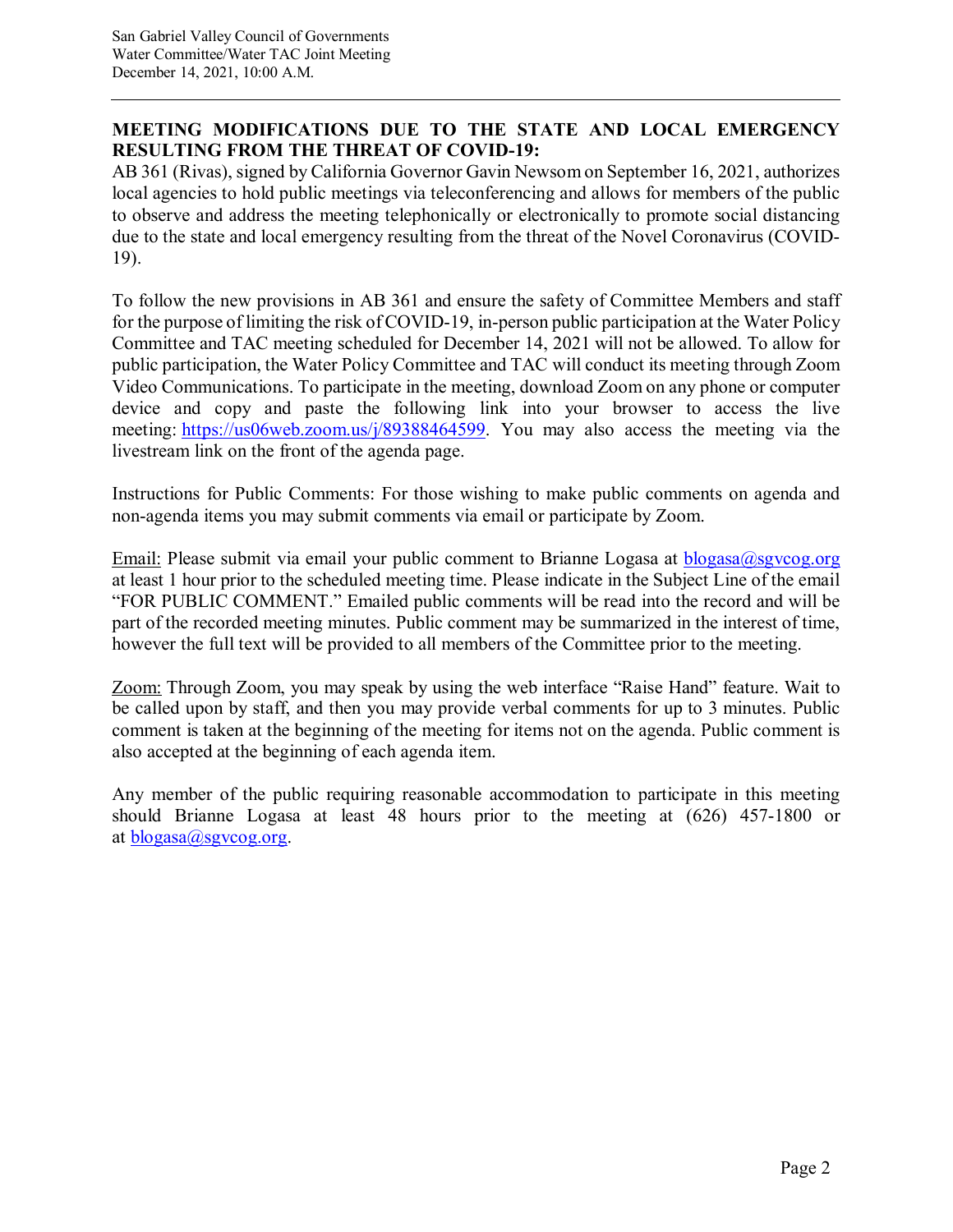**MEETING MODIFICATIONS DUE TO THE STATE AND LOCAL EMERGENCY RESULTING FROM THE THREAT OF COVID-19:**

AB 361 (Rivas), signed by California Governor Gavin Newsom on September 16, 2021, authorizes local agencies to hold public meetings via teleconferencing and allows for members of the public to observe and address the meeting telephonically or electronically to promote social distancing due to the state and local emergency resulting from the threat of the Novel Coronavirus (COVID-19).

To follow the new provisions in AB 361 and ensure the safety of Committee Members and staff for the purpose of limiting the risk of COVID-19, in-person public participation at the Water Policy Committee and TAC meeting scheduled for December 14, 2021 will not be allowed. To allow for public participation, the Water Policy Committee and TAC will conduct its meeting through Zoom Video Communications. To participate in the meeting, download Zoom on any phone or computer device and copy and paste the following link into your browser to access the live meeting: https://us06web.zoom.us/j/89388464599. You may also access the meeting via the livestream link on the front of the agenda page.

Instructions for Public Comments: For those wishing to make public comments on agenda and non-agenda items you may submit comments via email or participate by Zoom.

Email: Please submit via email your public comment to Brianne Logasa at blogasa@sgvcog.org at least 1 hour prior to the scheduled meeting time. Please indicate in the Subject Line of the email "FOR PUBLIC COMMENT." Emailed public comments will be read into the record and will be part of the recorded meeting minutes. Public comment may be summarized in the interest of time, however the full text will be provided to all members of the Committee prior to the meeting.

Zoom: Through Zoom, you may speak by using the web interface "Raise Hand" feature. Wait to be called upon by staff, and then you may provide verbal comments for up to 3 minutes. Public comment is taken at the beginning of the meeting for items not on the agenda. Public comment is also accepted at the beginning of each agenda item.

Any member of the public requiring reasonable accommodation to participate in this meeting should Brianne Logasa at least 48 hours prior to the meeting at (626) 457-1800 or at blogasa@sgvcog.org.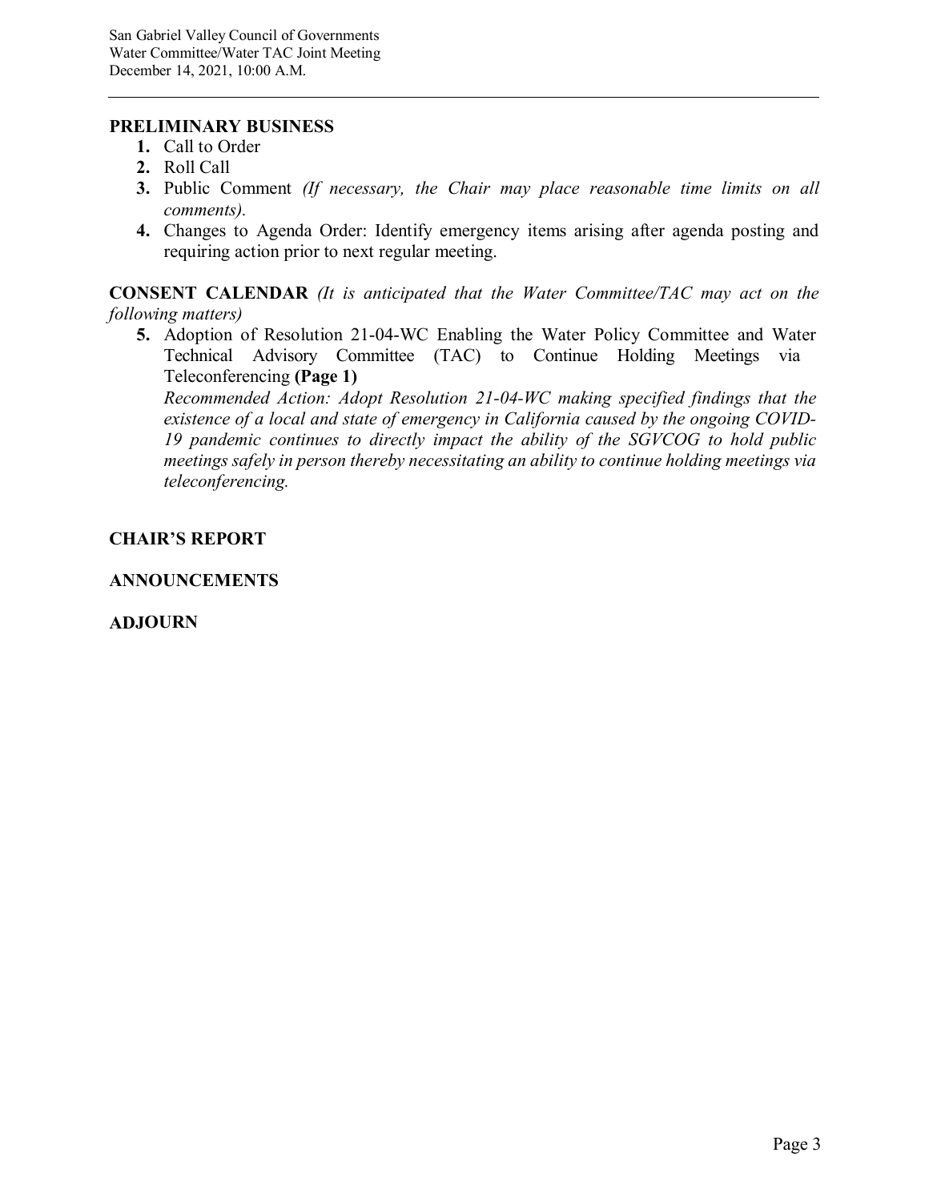## PRELIMINARY BUSINESS

1. **1.** Call to Order
2. **2.** Roll Call
3. **3.** Public Comment *(If necessary, the Chair may place reasonable time limits on all comments).*
4. **4.** Changes to Agenda Order: Identify emergency items arising after agenda posting and requiring action prior to next regular meeting.

**CONSENT CALENDAR** *(It is anticipated that the Water Committee/TAC may act on the following matters)*

5. **5.** Adoption of Resolution 21-04-WC Enabling the Water Policy Committee and Water Technical Advisory Committee (TAC) to Continue Holding Meetings via Teleconferencing **(Page 1)**
   *Recommended Action: Adopt Resolution 21-04-WC making specified findings that the existence of a local and state of emergency in California caused by the ongoing COVID-19 pandemic continues to directly impact the ability of the SGVCOG to hold public meetings safely in person thereby necessitating an ability to continue holding meetings via teleconferencing.*

## CHAIR'S REPORT

## ANNOUNCEMENTS

## ADJOURN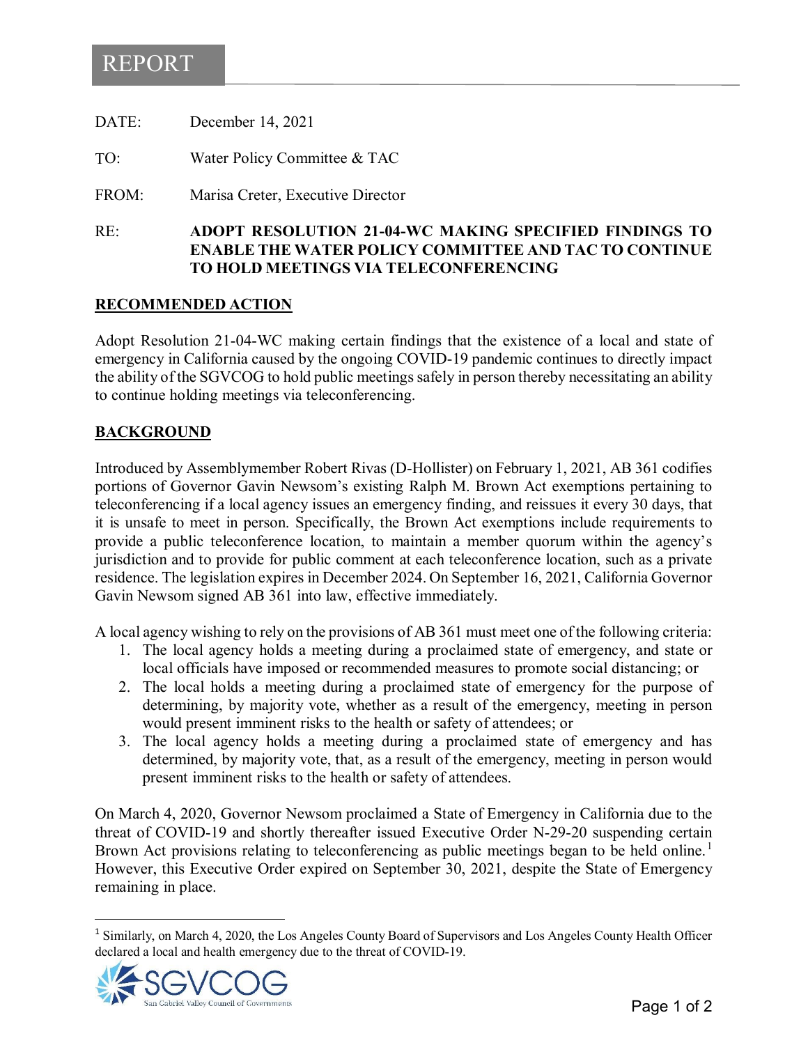# REPORT

DATE: December 14, 2021

TO: Water Policy Committee & TAC

FROM: Marisa Creter, Executive Director

RE: **ADOPT RESOLUTION 21-04-WC MAKING SPECIFIED FINDINGS TO ENABLE THE WATER POLICY COMMITTEE AND TAC TO CONTINUE TO HOLD MEETINGS VIA TELECONFERENCING**

## RECOMMENDED ACTION

Adopt Resolution 21-04-WC making certain findings that the existence of a local and state of emergency in California caused by the ongoing COVID-19 pandemic continues to directly impact the ability of the SGVCOG to hold public meetings safely in person thereby necessitating an ability to continue holding meetings via teleconferencing.

## BACKGROUND

Introduced by Assemblymember Robert Rivas (D-Hollister) on February 1, 2021, AB 361 codifies portions of Governor Gavin Newsom's existing Ralph M. Brown Act exemptions pertaining to teleconferencing if a local agency issues an emergency finding, and reissues it every 30 days, that it is unsafe to meet in person. Specifically, the Brown Act exemptions include requirements to provide a public teleconference location, to maintain a member quorum within the agency's jurisdiction and to provide for public comment at each teleconference location, such as a private residence. The legislation expires in December 2024. On September 16, 2021, California Governor Gavin Newsom signed AB 361 into law, effective immediately.

A local agency wishing to rely on the provisions of AB 361 must meet one of the following criteria:

1. The local agency holds a meeting during a proclaimed state of emergency, and state or local officials have imposed or recommended measures to promote social distancing; or
2. The local holds a meeting during a proclaimed state of emergency for the purpose of determining, by majority vote, whether as a result of the emergency, meeting in person would present imminent risks to the health or safety of attendees; or
3. The local agency holds a meeting during a proclaimed state of emergency and has determined, by majority vote, that, as a result of the emergency, meeting in person would present imminent risks to the health or safety of attendees.

On March 4, 2020, Governor Newsom proclaimed a State of Emergency in California due to the threat of COVID-19 and shortly thereafter issued Executive Order N-29-20 suspending certain Brown Act provisions relating to teleconferencing as public meetings began to be held online.[1] However, this Executive Order expired on September 30, 2021, despite the State of Emergency remaining in place.

---

[1] Similarly, on March 4, 2020, the Los Angeles County Board of Supervisors and Los Angeles County Health Officer declared a local and health emergency due to the threat of COVID-19.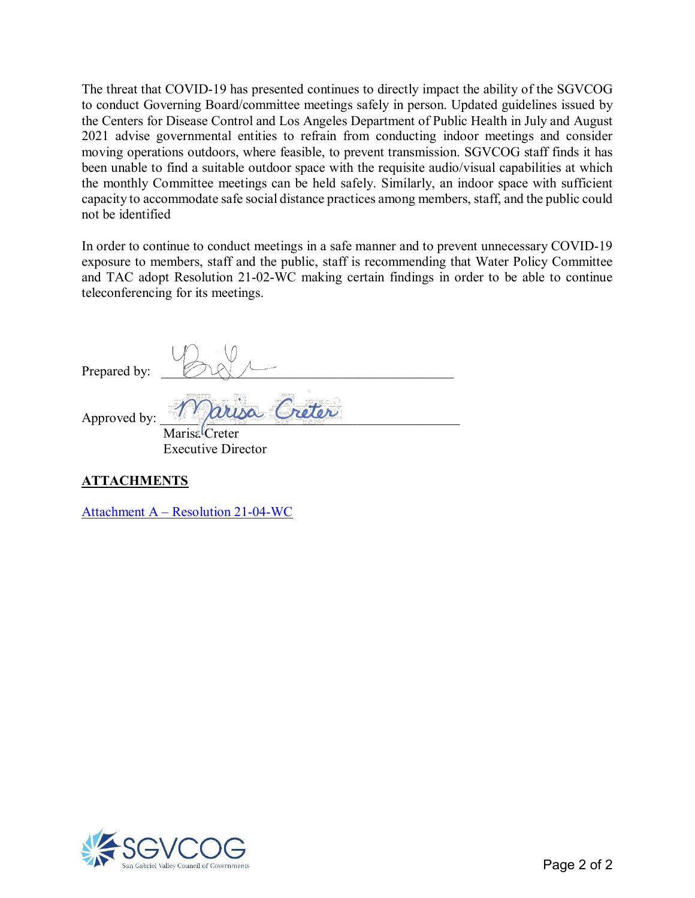The threat that COVID-19 has presented continues to directly impact the ability of the SGVCOG to conduct Governing Board/committee meetings safely in person. Updated guidelines issued by the Centers for Disease Control and Los Angeles Department of Public Health in July and August 2021 advise governmental entities to refrain from conducting indoor meetings and consider moving operations outdoors, where feasible, to prevent transmission. SGVCOG staff finds it has been unable to find a suitable outdoor space with the requisite audio/visual capabilities at which the monthly Committee meetings can be held safely. Similarly, an indoor space with sufficient capacity to accommodate safe social distance practices among members, staff, and the public could not be identified

In order to continue to conduct meetings in a safe manner and to prevent unnecessary COVID-19 exposure to members, staff and the public, staff is recommending that Water Policy Committee and TAC adopt Resolution 21-02-WC making certain findings in order to be able to continue teleconferencing for its meetings.

Prepared by: ____________________

Approved by: ____________________
Marisa Creter
Executive Director

**ATTACHMENTS**

Attachment A – Resolution 21-04-WC